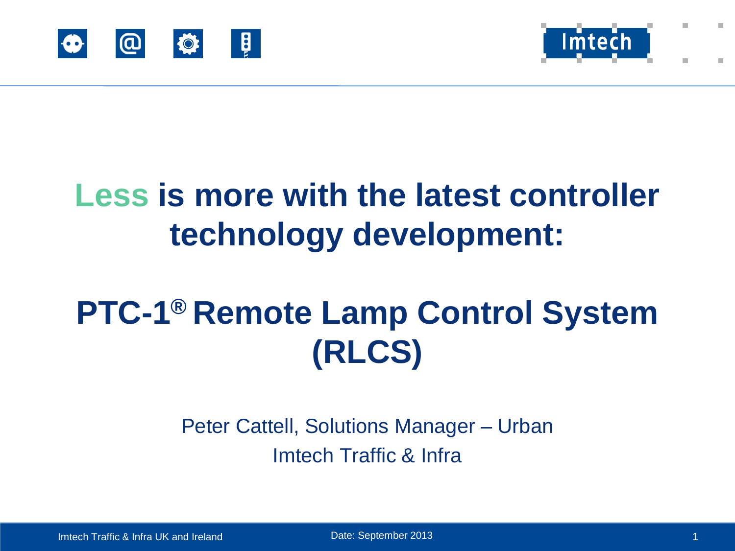# Less is more with the latest controller technology development:

# PTC-1® Remote Lamp Control System (RLCS)

Peter Cattell, Solutions Manager – Urban

Imtech Traffic & Infra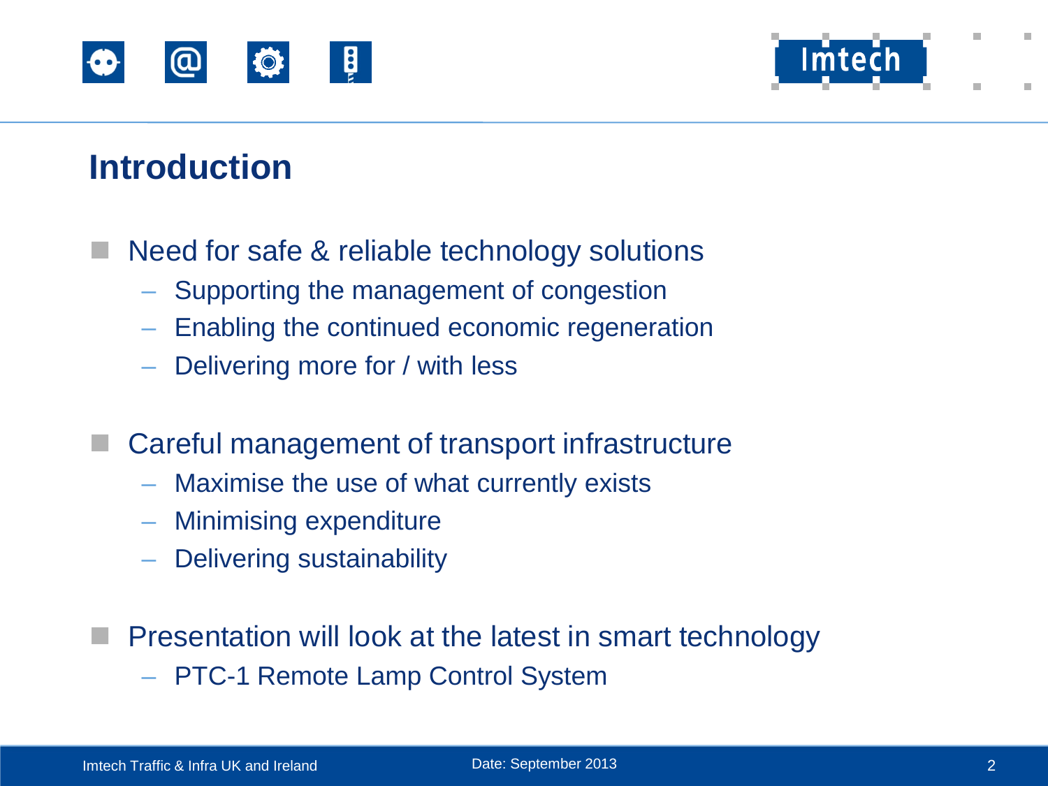# Introduction

- Need for safe & reliable technology solutions
  - Supporting the management of congestion
  - Enabling the continued economic regeneration
  - Delivering more for / with less

- Careful management of transport infrastructure
  - Maximise the use of what currently exists
  - Minimising expenditure
  - Delivering sustainability

- Presentation will look at the latest in smart technology
  - PTC-1 Remote Lamp Control System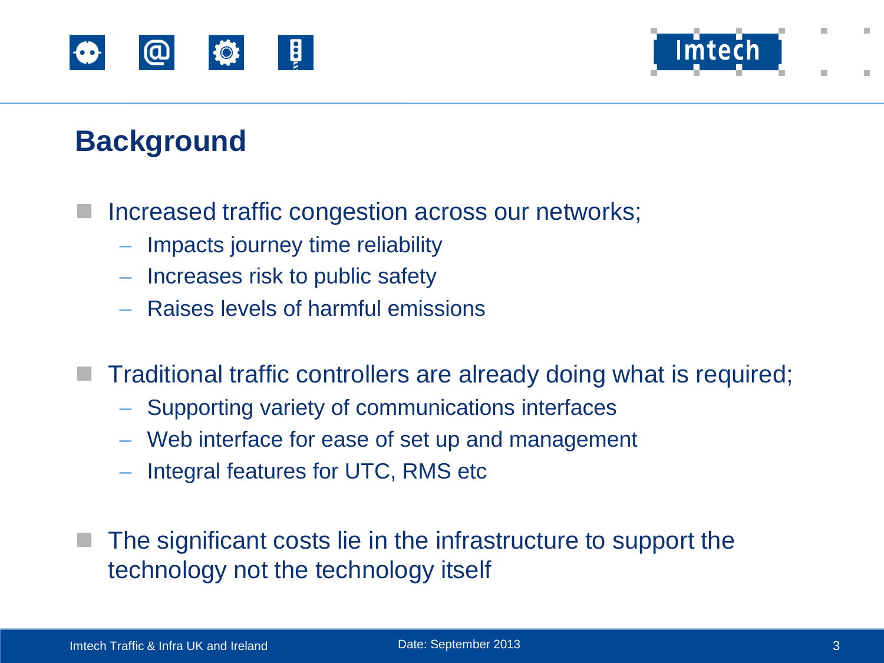## Background

- Increased traffic congestion across our networks;
  - Impacts journey time reliability
  - Increases risk to public safety
  - Raises levels of harmful emissions

- Traditional traffic controllers are already doing what is required;
  - Supporting variety of communications interfaces
  - Web interface for ease of set up and management
  - Integral features for UTC, RMS etc

- The significant costs lie in the infrastructure to support the technology not the technology itself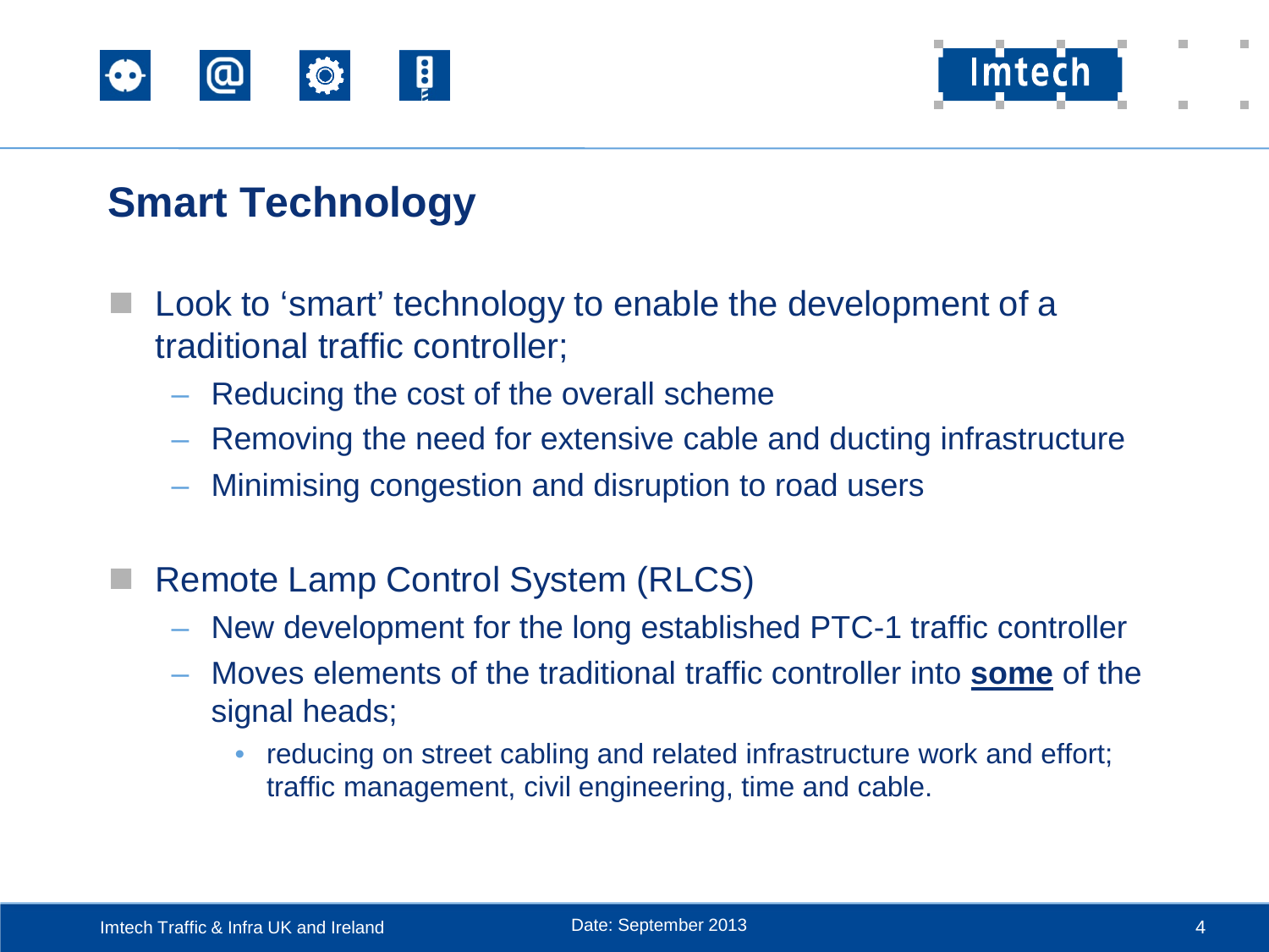# Smart Technology

- Look to 'smart' technology to enable the development of a traditional traffic controller;
  - Reducing the cost of the overall scheme
  - Removing the need for extensive cable and ducting infrastructure
  - Minimising congestion and disruption to road users

- Remote Lamp Control System (RLCS)
  - New development for the long established PTC-1 traffic controller
  - Moves elements of the traditional traffic controller into **some** of the signal heads;
    - reducing on street cabling and related infrastructure work and effort; traffic management, civil engineering, time and cable.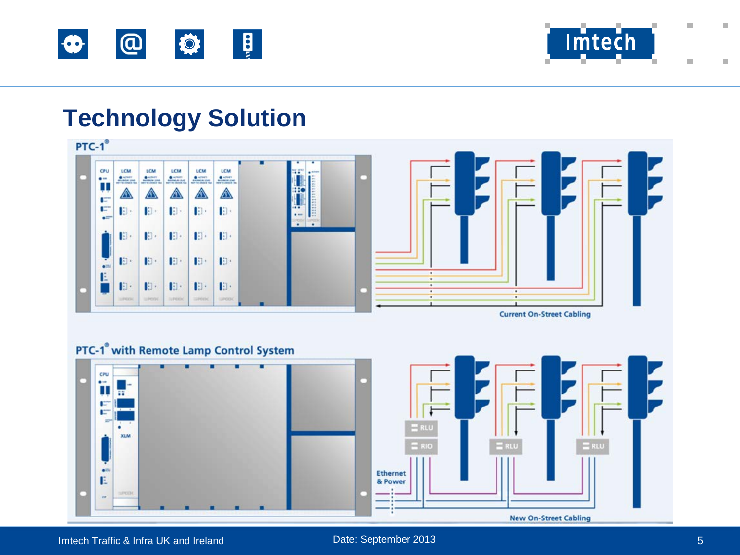# Technology Solution

PTC-1®

Current On-Street Cabling

PTC-1® with Remote Lamp Control System

Ethernet & Power

RLU

RIO

New On-Street Cabling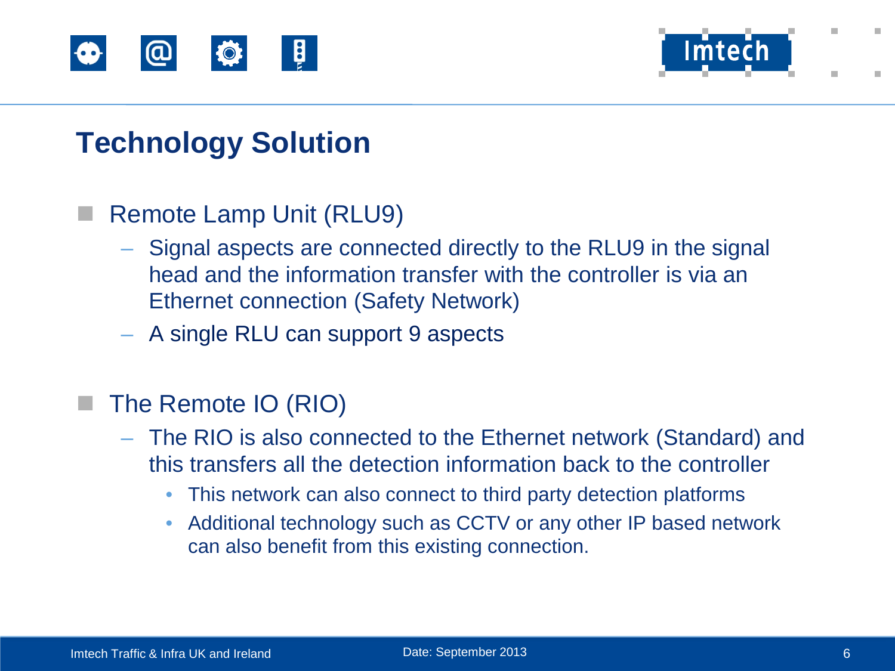# Technology Solution

- Remote Lamp Unit (RLU9)
  - Signal aspects are connected directly to the RLU9 in the signal head and the information transfer with the controller is via an Ethernet connection (Safety Network)
  - A single RLU can support 9 aspects

- The Remote IO (RIO)
  - The RIO is also connected to the Ethernet network (Standard) and this transfers all the detection information back to the controller
    - This network can also connect to third party detection platforms
    - Additional technology such as CCTV or any other IP based network can also benefit from this existing connection.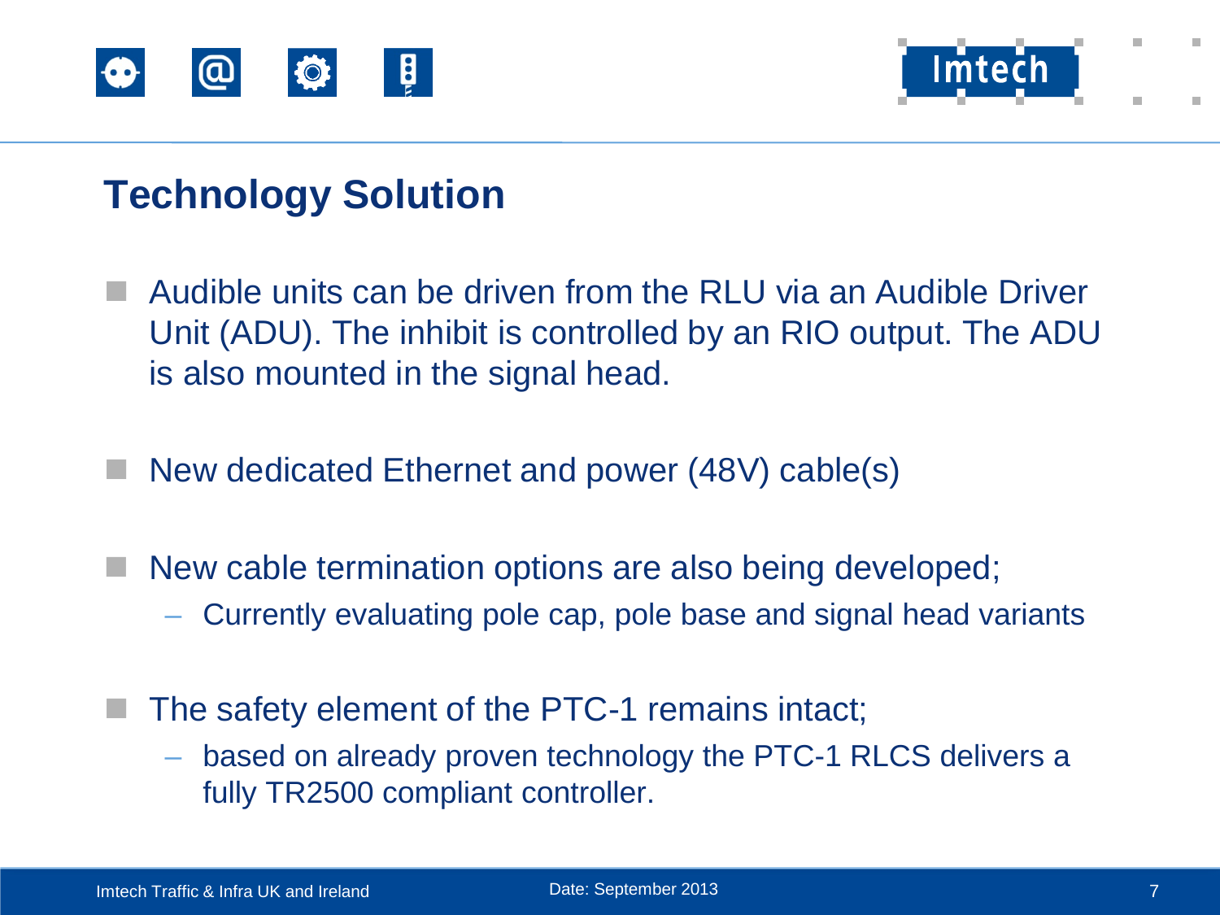# Technology Solution

- Audible units can be driven from the RLU via an Audible Driver Unit (ADU). The inhibit is controlled by an RIO output. The ADU is also mounted in the signal head.
- New dedicated Ethernet and power (48V) cable(s)
- New cable termination options are also being developed;
  - Currently evaluating pole cap, pole base and signal head variants
- The safety element of the PTC-1 remains intact;
  - based on already proven technology the PTC-1 RLCS delivers a fully TR2500 compliant controller.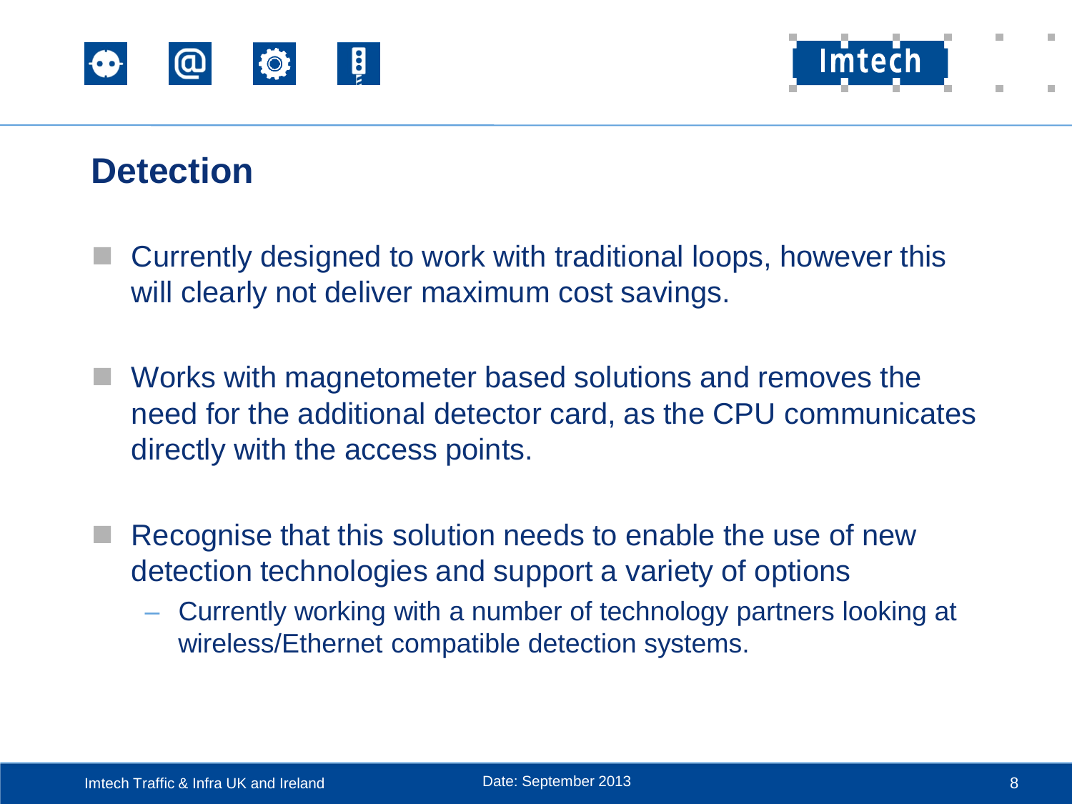# Detection

- Currently designed to work with traditional loops, however this will clearly not deliver maximum cost savings.

- Works with magnetometer based solutions and removes the need for the additional detector card, as the CPU communicates directly with the access points.

- Recognise that this solution needs to enable the use of new detection technologies and support a variety of options
  - Currently working with a number of technology partners looking at wireless/Ethernet compatible detection systems.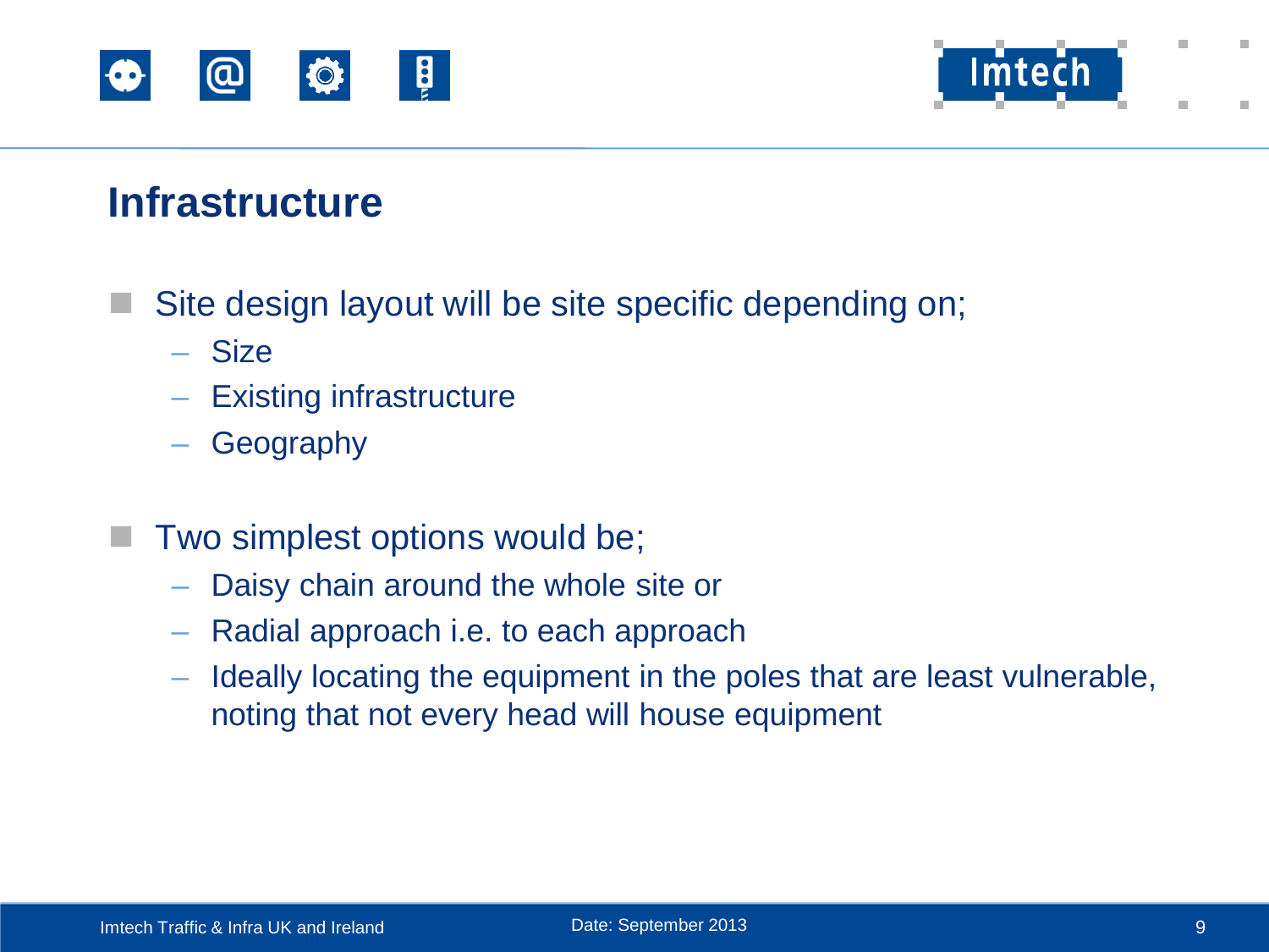# Infrastructure

- Site design layout will be site specific depending on;
  - Size
  - Existing infrastructure
  - Geography

- Two simplest options would be;
  - Daisy chain around the whole site or
  - Radial approach i.e. to each approach
  - Ideally locating the equipment in the poles that are least vulnerable, noting that not every head will house equipment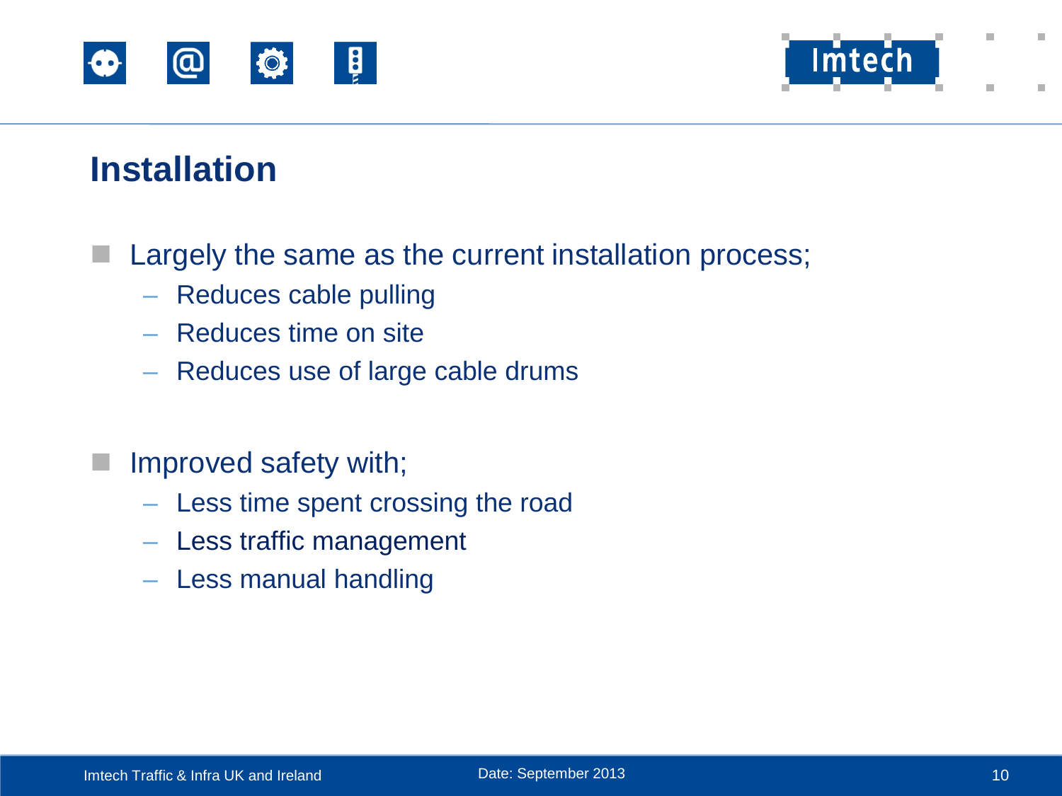# Installation

- Largely the same as the current installation process;
  - Reduces cable pulling
  - Reduces time on site
  - Reduces use of large cable drums

- Improved safety with;
  - Less time spent crossing the road
  - Less traffic management
  - Less manual handling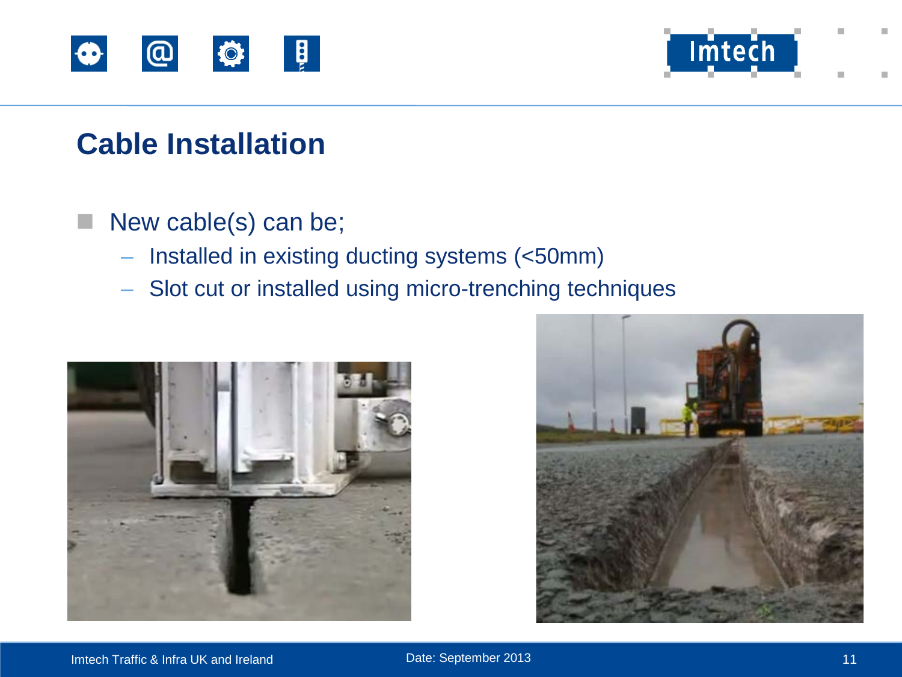# Cable Installation

- New cable(s) can be;
  - Installed in existing ducting systems (<50mm)
  - Slot cut or installed using micro-trenching techniques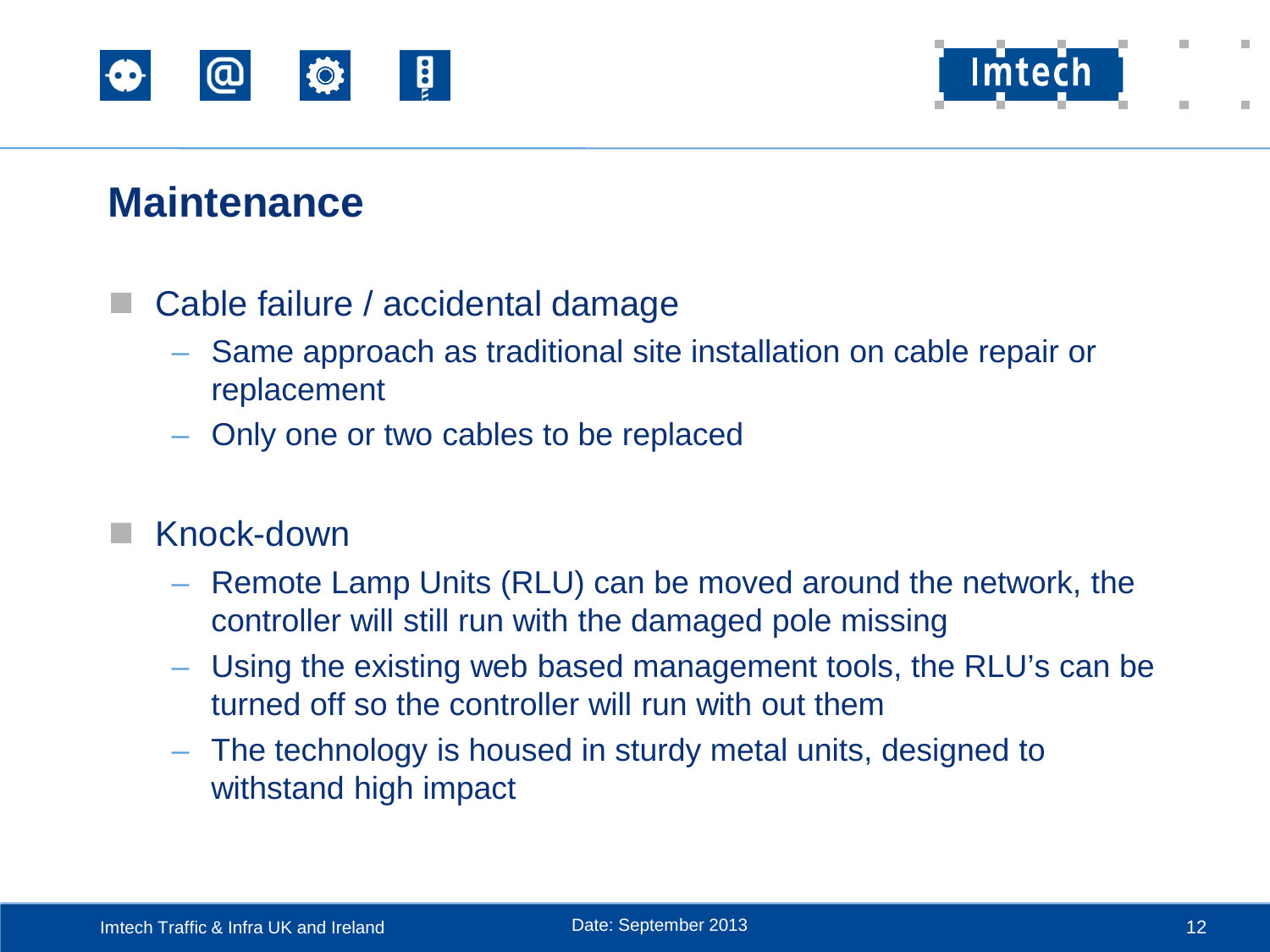# Maintenance

- Cable failure / accidental damage
  - Same approach as traditional site installation on cable repair or replacement
  - Only one or two cables to be replaced

- Knock-down
  - Remote Lamp Units (RLU) can be moved around the network, the controller will still run with the damaged pole missing
  - Using the existing web based management tools, the RLU's can be turned off so the controller will run with out them
  - The technology is housed in sturdy metal units, designed to withstand high impact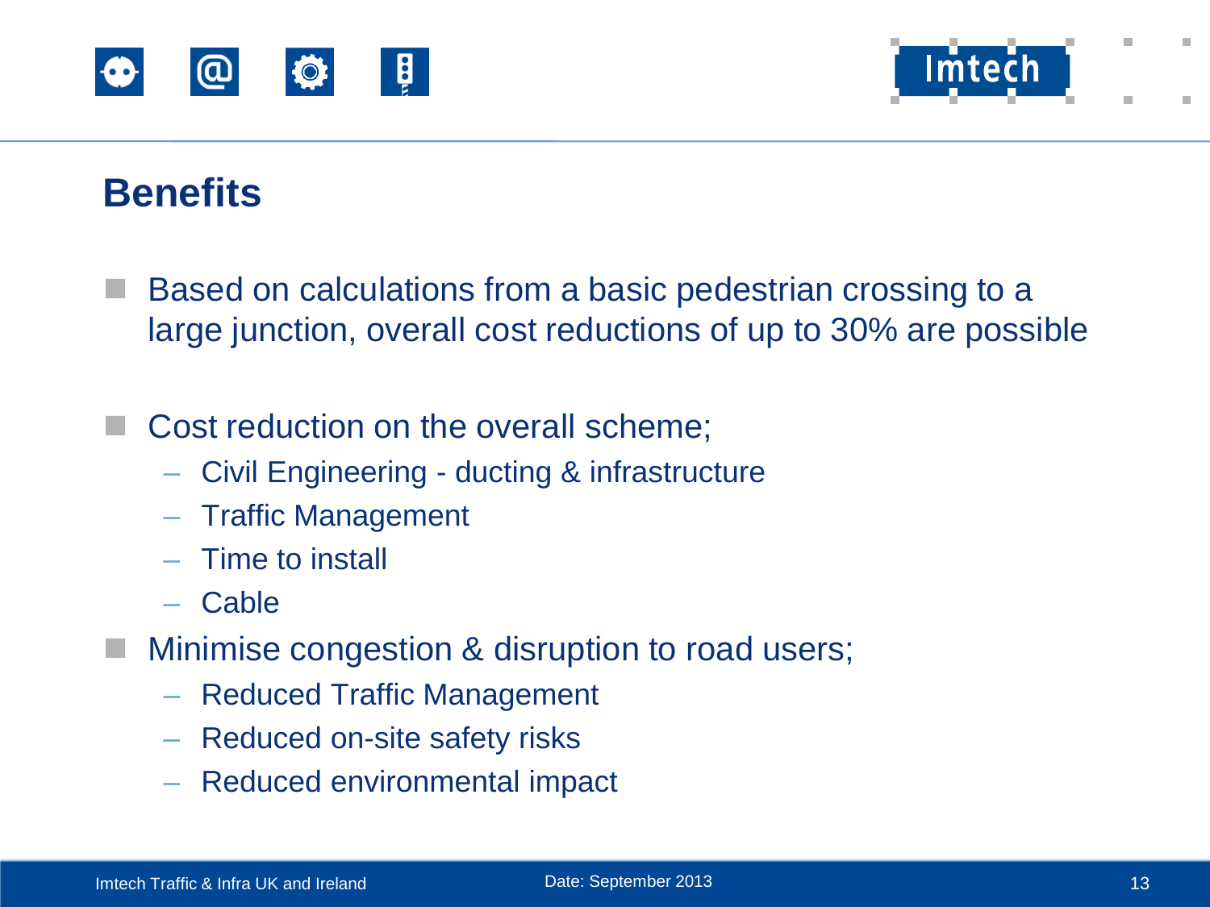## Benefits

- Based on calculations from a basic pedestrian crossing to a large junction, overall cost reductions of up to 30% are possible

- Cost reduction on the overall scheme;
  - Civil Engineering - ducting & infrastructure
  - Traffic Management
  - Time to install
  - Cable
- Minimise congestion & disruption to road users;
  - Reduced Traffic Management
  - Reduced on-site safety risks
  - Reduced environmental impact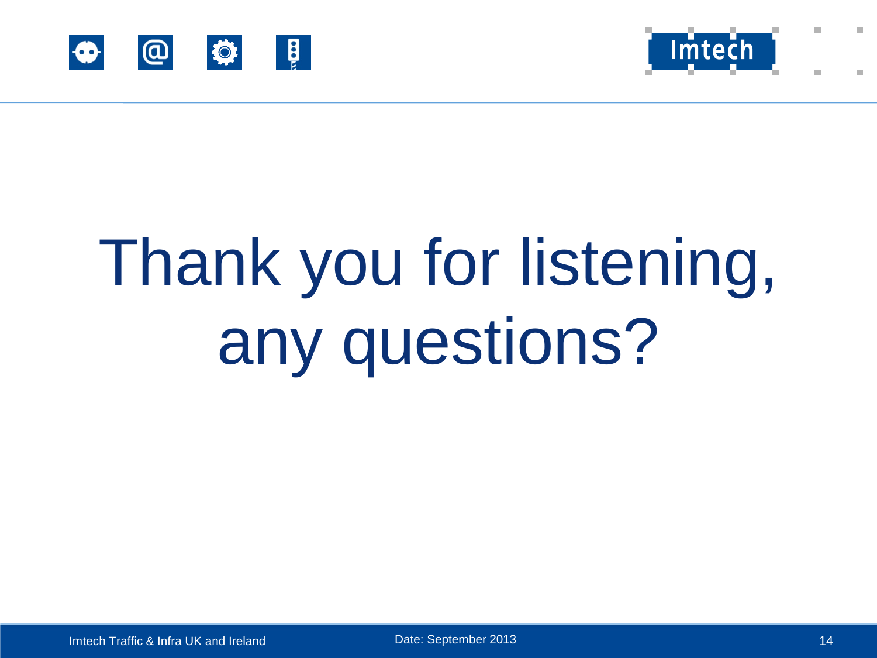# Thank you for listening, any questions?